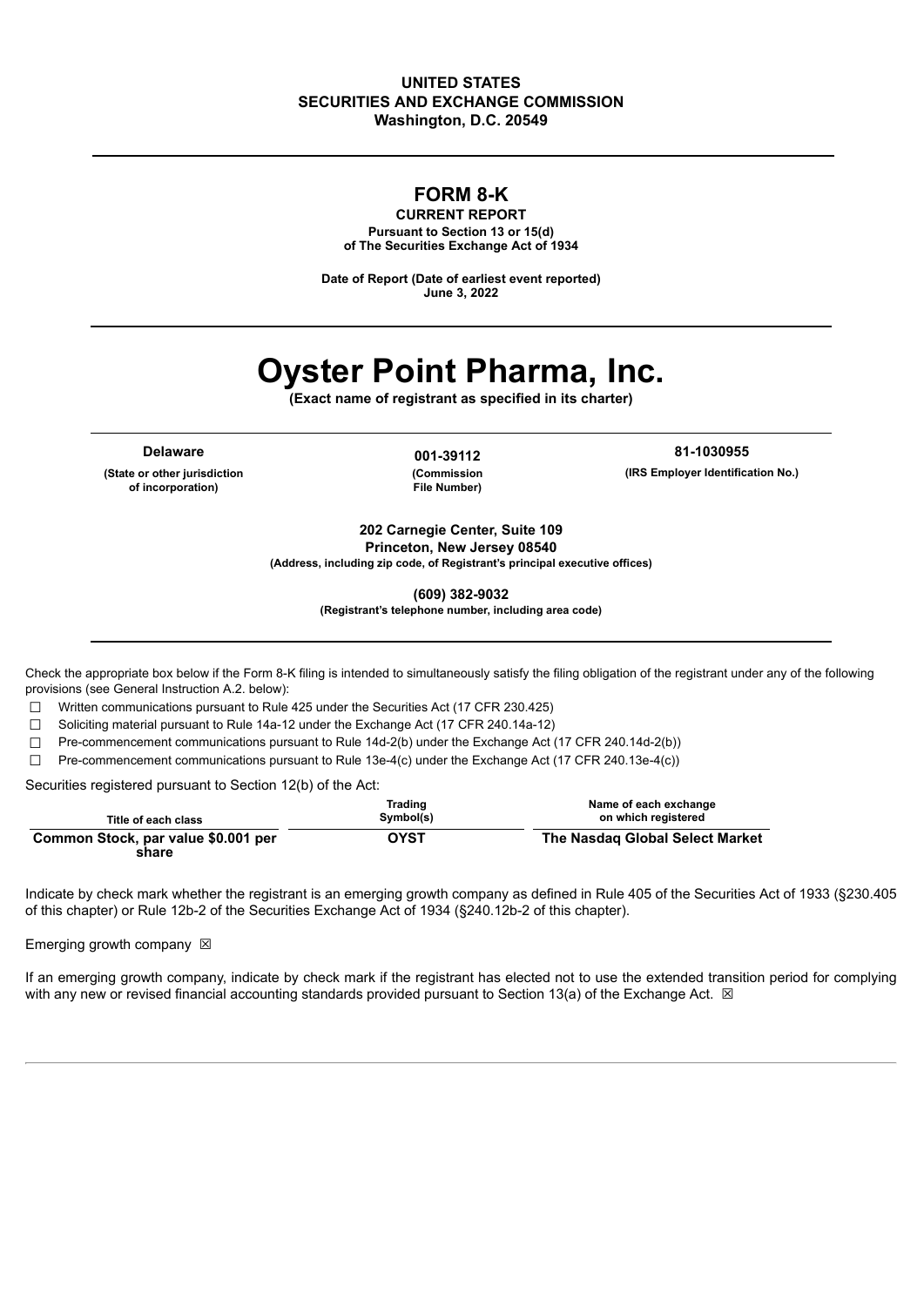**UNITED STATES**
**SECURITIES AND EXCHANGE COMMISSION**
**Washington, D.C. 20549**

---

# FORM 8-K

**CURRENT REPORT**
**Pursuant to Section 13 or 15(d)**
**of The Securities Exchange Act of 1934**

**Date of Report (Date of earliest event reported)**
**June 3, 2022**

---

# Oyster Point Pharma, Inc.

**(Exact name of registrant as specified in its charter)**

---

| **Delaware** | **001-39112** | **81-1030955** |
|---|---|---|
| **(State or other jurisdiction of incorporation)** | **(Commission File Number)** | **(IRS Employer Identification No.)** |

**202 Carnegie Center, Suite 109**
**Princeton, New Jersey 08540**
**(Address, including zip code, of Registrant's principal executive offices)**

**(609) 382-9032**
**(Registrant's telephone number, including area code)**

---

Check the appropriate box below if the Form 8-K filing is intended to simultaneously satisfy the filing obligation of the registrant under any of the following provisions (see General Instruction A.2. below):

☐ Written communications pursuant to Rule 425 under the Securities Act (17 CFR 230.425)

☐ Soliciting material pursuant to Rule 14a-12 under the Exchange Act (17 CFR 240.14a-12)

☐ Pre-commencement communications pursuant to Rule 14d-2(b) under the Exchange Act (17 CFR 240.14d-2(b))

☐ Pre-commencement communications pursuant to Rule 13e-4(c) under the Exchange Act (17 CFR 240.13e-4(c))

Securities registered pursuant to Section 12(b) of the Act:

| Title of each class | Trading Symbol(s) | Name of each exchange on which registered |
|---|---|---|
| **Common Stock, par value $0.001 per share** | **OYST** | **The Nasdaq Global Select Market** |

Indicate by check mark whether the registrant is an emerging growth company as defined in Rule 405 of the Securities Act of 1933 (§230.405 of this chapter) or Rule 12b-2 of the Securities Exchange Act of 1934 (§240.12b-2 of this chapter).

Emerging growth company ☒

If an emerging growth company, indicate by check mark if the registrant has elected not to use the extended transition period for complying with any new or revised financial accounting standards provided pursuant to Section 13(a) of the Exchange Act. ☒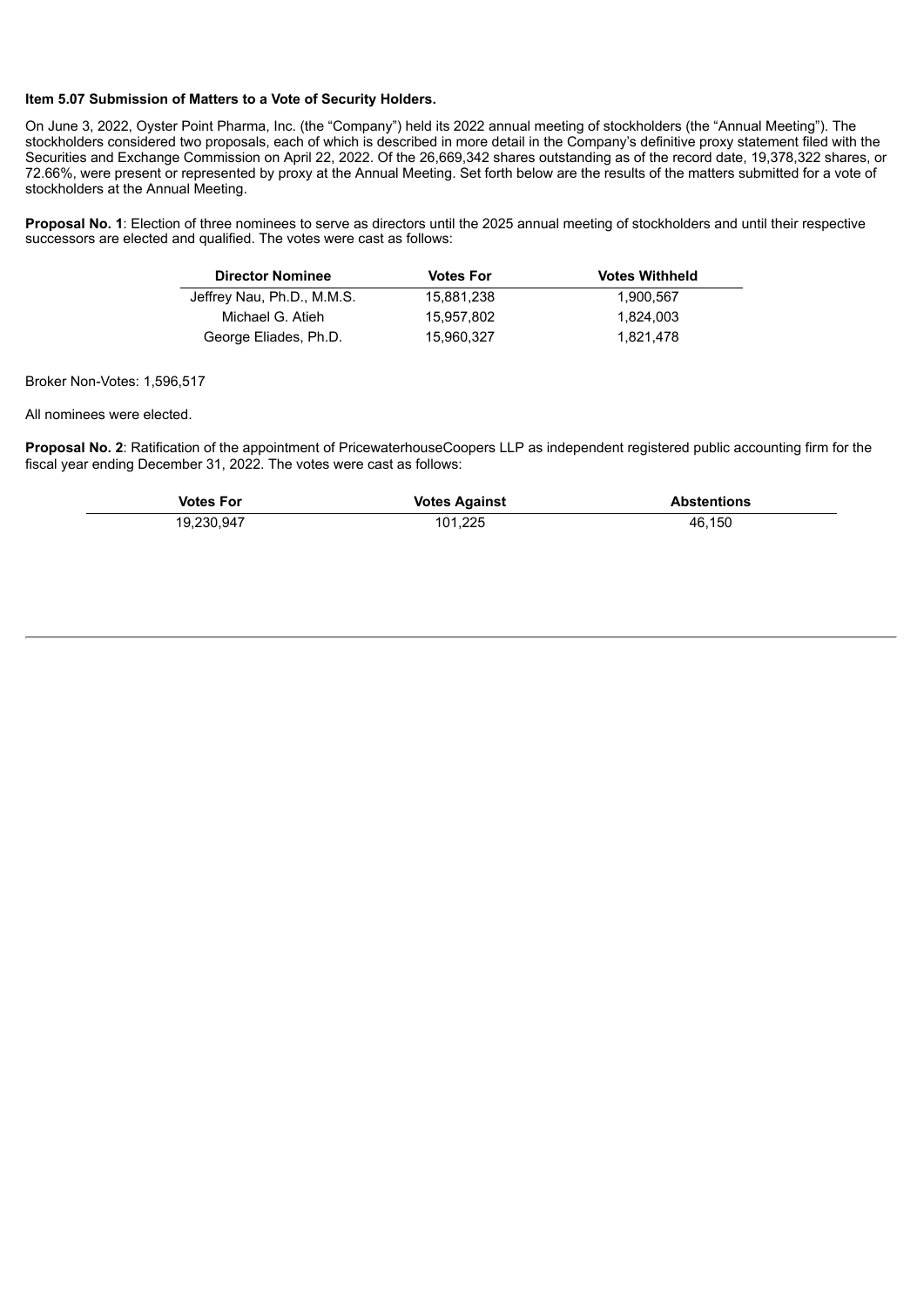**Item 5.07 Submission of Matters to a Vote of Security Holders.**

On June 3, 2022, Oyster Point Pharma, Inc. (the "Company") held its 2022 annual meeting of stockholders (the "Annual Meeting"). The stockholders considered two proposals, each of which is described in more detail in the Company's definitive proxy statement filed with the Securities and Exchange Commission on April 22, 2022. Of the 26,669,342 shares outstanding as of the record date, 19,378,322 shares, or 72.66%, were present or represented by proxy at the Annual Meeting. Set forth below are the results of the matters submitted for a vote of stockholders at the Annual Meeting.

**Proposal No. 1**: Election of three nominees to serve as directors until the 2025 annual meeting of stockholders and until their respective successors are elected and qualified. The votes were cast as follows:

| Director Nominee | Votes For | Votes Withheld |
|---|---|---|
| Jeffrey Nau, Ph.D., M.M.S. | 15,881,238 | 1,900,567 |
| Michael G. Atieh | 15,957,802 | 1,824,003 |
| George Eliades, Ph.D. | 15,960,327 | 1,821,478 |

Broker Non-Votes: 1,596,517

All nominees were elected.

**Proposal No. 2**: Ratification of the appointment of PricewaterhouseCoopers LLP as independent registered public accounting firm for the fiscal year ending December 31, 2022. The votes were cast as follows:

| Votes For | Votes Against | Abstentions |
|---|---|---|
| 19,230,947 | 101,225 | 46,150 |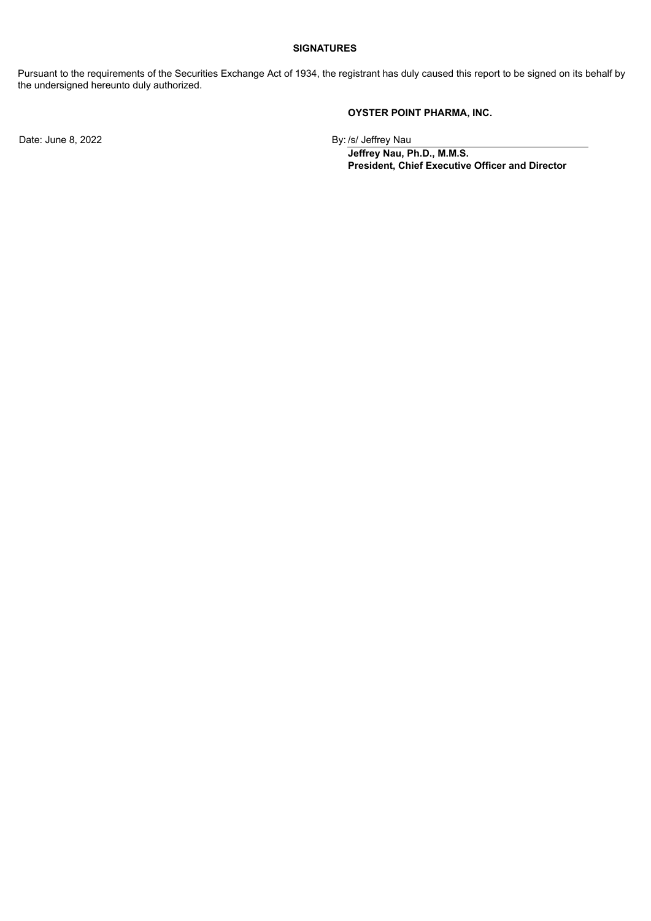**SIGNATURES**

Pursuant to the requirements of the Securities Exchange Act of 1934, the registrant has duly caused this report to be signed on its behalf by the undersigned hereunto duly authorized.

**OYSTER POINT PHARMA, INC.**

Date: June 8, 2022

By: /s/ Jeffrey Nau

**Jeffrey Nau, Ph.D., M.M.S.**
**President, Chief Executive Officer and Director**